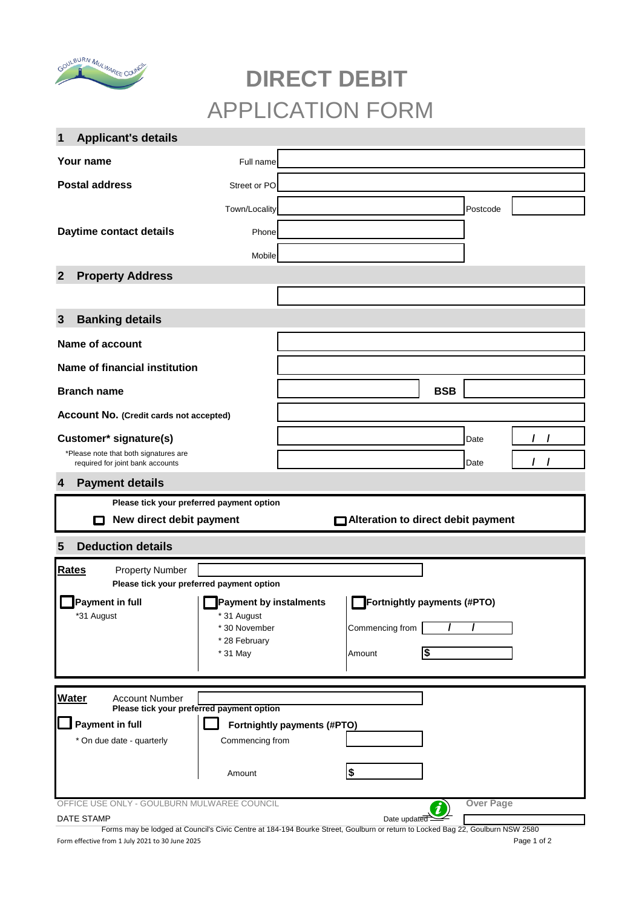# DIRECT DEBIT
## APPLICATION FORM

## 1 Applicant's details

**Your name** — Full name: 

**Postal address** — Street or PO: 

Town/Locality: Postcode: 

**Daytime contact details** — Phone: 

Mobile: 

## 2 Property Address

## 3 Banking details

**Name of account**

**Name of financial institution**

**Branch name** **BSB**

**Account No.** **(Credit cards not accepted)**

**Customer* signature(s)** Date / /

Date / /

*Please note that both signatures are required for joint bank accounts

## 4 Payment details

**Please tick your preferred payment option**

☐ **New direct debit payment** ☐ **Alteration to direct debit payment**

## 5 Deduction details

**Rates** Property Number

**Please tick your preferred payment option**

☐ **Payment in full**
- *31 August

☐ **Payment by instalments**
- * 31 August
- * 30 November
- * 28 February
- * 31 May

☐ **Fortnightly payments (#PTO)**

Commencing from / /

Amount $

**Water** Account Number

**Please tick your preferred payment option**

☐ **Payment in full**
- * On due date - quarterly

☐ **Fortnightly payments (#PTO)**

Commencing from

Amount $

OFFICE USE ONLY - GOULBURN MULWAREE COUNCIL **Over Page**

DATE STAMP Date updated

Forms may be lodged at Council's Civic Centre at 184-194 Bourke Street, Goulburn or return to Locked Bag 22, Goulburn NSW 2580

Form effective from 1 July 2021 to 30 June 2025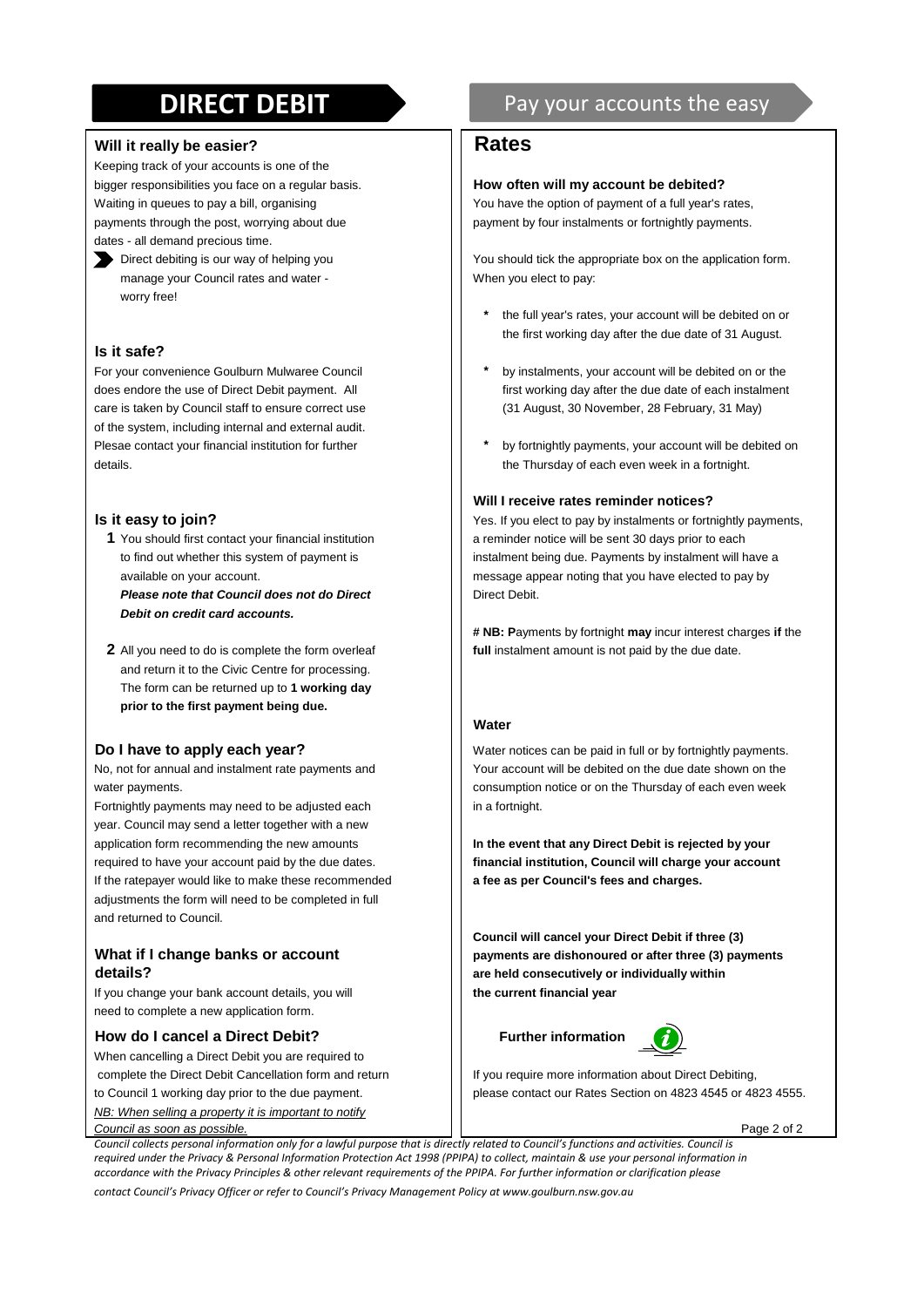# DIRECT DEBIT

## Pay your accounts the easy

### Will it really be easier?

Keeping track of your accounts is one of the bigger responsibilities you face on a regular basis. Waiting in queues to pay a bill, organising payments through the post, worrying about due dates - all demand precious time.

Direct debiting is our way of helping you manage your Council rates and water - worry free!

### Is it safe?

For your convenience Goulburn Mulwaree Council does endore the use of Direct Debit payment. All care is taken by Council staff to ensure correct use of the system, including internal and external audit. Plesae contact your financial institution for further details.

### Is it easy to join?

1. You should first contact your financial institution to find out whether this system of payment is available on your account.
   ***Please note that Council does not do Direct Debit on credit card accounts.***

2. All you need to do is complete the form overleaf and return it to the Civic Centre for processing. The form can be returned up to **1 working day prior to the first payment being due.**

### Do I have to apply each year?

No, not for annual and instalment rate payments and water payments.

Fortnightly payments may need to be adjusted each year. Council may send a letter together with a new application form recommending the new amounts required to have your account paid by the due dates. If the ratepayer would like to make these recommended adjustments the form will need to be completed in full and returned to Council.

### What if I change banks or account details?

If you change your bank account details, you will need to complete a new application form.

### How do I cancel a Direct Debit?

When cancelling a Direct Debit you are required to complete the Direct Debit Cancellation form and return to Council 1 working day prior to the due payment.

*NB: When selling a property it is important to notify Council as soon as possible.*

## Rates

### How often will my account be debited?

You have the option of payment of a full year's rates, payment by four instalments or fortnightly payments.

You should tick the appropriate box on the application form. When you elect to pay:

- the full year's rates, your account will be debited on or the first working day after the due date of 31 August.
- by instalments, your account will be debited on or the first working day after the due date of each instalment (31 August, 30 November, 28 February, 31 May)
- by fortnightly payments, your account will be debited on the Thursday of each even week in a fortnight.

### Will I receive rates reminder notices?

Yes. If you elect to pay by instalments or fortnightly payments, a reminder notice will be sent 30 days prior to each instalment being due. Payments by instalment will have a message appear noting that you have elected to pay by Direct Debit.

**# NB: P**ayments by fortnight **may** incur interest charges **if** the **full** instalment amount is not paid by the due date.

### Water

Water notices can be paid in full or by fortnightly payments. Your account will be debited on the due date shown on the consumption notice or on the Thursday of each even week in a fortnight.

**In the event that any Direct Debit is rejected by your financial institution, Council will charge your account a fee as per Council's fees and charges.**

**Council will cancel your Direct Debit if three (3) payments are dishonoured or after three (3) payments are held consecutively or individually within the current financial year**

### Further information

If you require more information about Direct Debiting, please contact our Rates Section on 4823 4545 or 4823 4555.

*Council collects personal information only for a lawful purpose that is directly related to Council's functions and activities. Council is required under the Privacy & Personal Information Protection Act 1998 (PPIPA) to collect, maintain & use your personal information in accordance with the Privacy Principles & other relevant requirements of the PPIPA. For further information or clarification please contact Council's Privacy Officer or refer to Council's Privacy Management Policy at www.goulburn.nsw.gov.au*